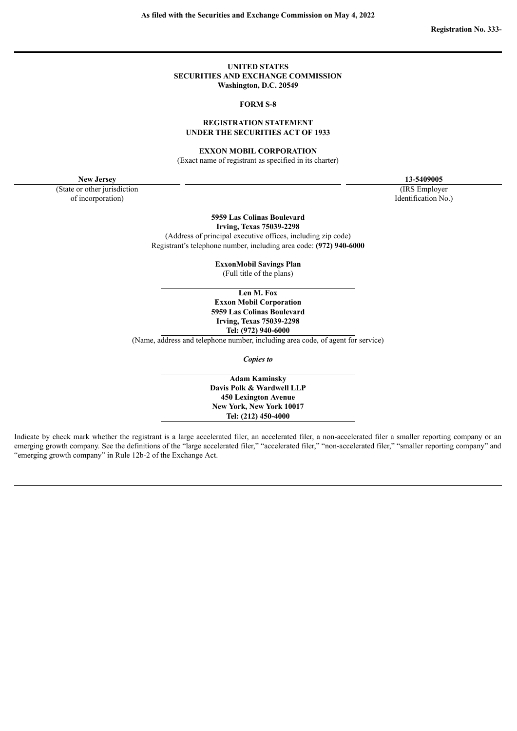**As filed with the Securities and Exchange Commission on May 4, 2022**

**Registration No. 333-**

---

**UNITED STATES**
**SECURITIES AND EXCHANGE COMMISSION**
**Washington, D.C. 20549**

**FORM S-8**

**REGISTRATION STATEMENT**
**UNDER THE SECURITIES ACT OF 1933**

**EXXON MOBIL CORPORATION**
(Exact name of registrant as specified in its charter)

| **New Jersey** | | **13-5409005** |
|---|---|---|
| (State or other jurisdiction of incorporation) | | (IRS Employer Identification No.) |

**5959 Las Colinas Boulevard**
**Irving, Texas 75039-2298**
(Address of principal executive offices, including zip code)
Registrant's telephone number, including area code: **(972) 940-6000**

**ExxonMobil Savings Plan**
(Full title of the plans)

**Len M. Fox**
**Exxon Mobil Corporation**
**5959 Las Colinas Boulevard**
**Irving, Texas 75039-2298**
**Tel: (972) 940-6000**
(Name, address and telephone number, including area code, of agent for service)

*Copies to*

**Adam Kaminsky**
**Davis Polk & Wardwell LLP**
**450 Lexington Avenue**
**New York, New York 10017**
**Tel: (212) 450-4000**

Indicate by check mark whether the registrant is a large accelerated filer, an accelerated filer, a non-accelerated filer a smaller reporting company or an emerging growth company. See the definitions of the "large accelerated filer," "accelerated filer," "non-accelerated filer," "smaller reporting company" and "emerging growth company" in Rule 12b-2 of the Exchange Act.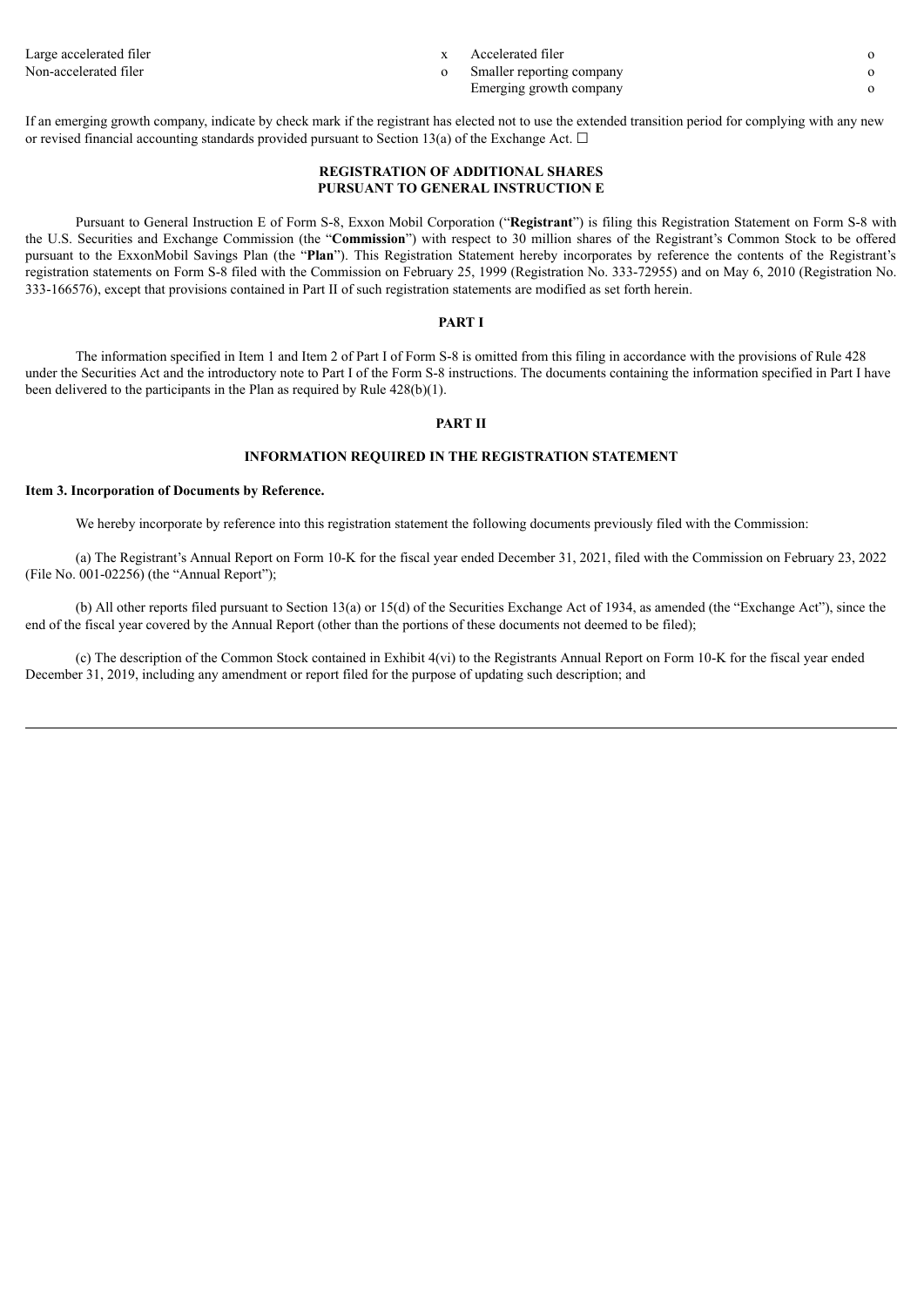| | | | |
|---|---|---|---|
| Large accelerated filer | x | Accelerated filer | o |
| Non-accelerated filer | o | Smaller reporting company | o |
| | | Emerging growth company | o |

If an emerging growth company, indicate by check mark if the registrant has elected not to use the extended transition period for complying with any new or revised financial accounting standards provided pursuant to Section 13(a) of the Exchange Act. ☐

**REGISTRATION OF ADDITIONAL SHARES**
**PURSUANT TO GENERAL INSTRUCTION E**

Pursuant to General Instruction E of Form S-8, Exxon Mobil Corporation ("**Registrant**") is filing this Registration Statement on Form S-8 with the U.S. Securities and Exchange Commission (the "**Commission**") with respect to 30 million shares of the Registrant's Common Stock to be offered pursuant to the ExxonMobil Savings Plan (the "**Plan**"). This Registration Statement hereby incorporates by reference the contents of the Registrant's registration statements on Form S-8 filed with the Commission on February 25, 1999 (Registration No. 333-72955) and on May 6, 2010 (Registration No. 333-166576), except that provisions contained in Part II of such registration statements are modified as set forth herein.

**PART I**

The information specified in Item 1 and Item 2 of Part I of Form S-8 is omitted from this filing in accordance with the provisions of Rule 428 under the Securities Act and the introductory note to Part I of the Form S-8 instructions. The documents containing the information specified in Part I have been delivered to the participants in the Plan as required by Rule 428(b)(1).

**PART II**

**INFORMATION REQUIRED IN THE REGISTRATION STATEMENT**

**Item 3. Incorporation of Documents by Reference.**

We hereby incorporate by reference into this registration statement the following documents previously filed with the Commission:

(a) The Registrant's Annual Report on Form 10-K for the fiscal year ended December 31, 2021, filed with the Commission on February 23, 2022 (File No. 001-02256) (the "Annual Report");

(b) All other reports filed pursuant to Section 13(a) or 15(d) of the Securities Exchange Act of 1934, as amended (the "Exchange Act"), since the end of the fiscal year covered by the Annual Report (other than the portions of these documents not deemed to be filed);

(c) The description of the Common Stock contained in Exhibit 4(vi) to the Registrants Annual Report on Form 10-K for the fiscal year ended December 31, 2019, including any amendment or report filed for the purpose of updating such description; and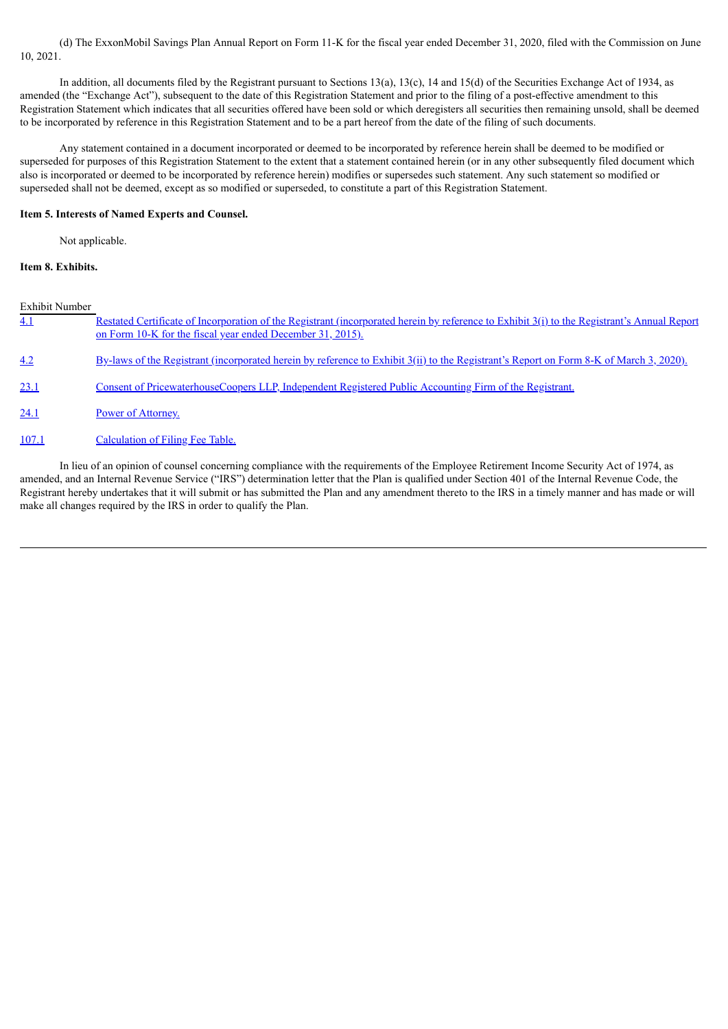(d) The ExxonMobil Savings Plan Annual Report on Form 11-K for the fiscal year ended December 31, 2020, filed with the Commission on June 10, 2021.

In addition, all documents filed by the Registrant pursuant to Sections 13(a), 13(c), 14 and 15(d) of the Securities Exchange Act of 1934, as amended (the "Exchange Act"), subsequent to the date of this Registration Statement and prior to the filing of a post-effective amendment to this Registration Statement which indicates that all securities offered have been sold or which deregisters all securities then remaining unsold, shall be deemed to be incorporated by reference in this Registration Statement and to be a part hereof from the date of the filing of such documents.

Any statement contained in a document incorporated or deemed to be incorporated by reference herein shall be deemed to be modified or superseded for purposes of this Registration Statement to the extent that a statement contained herein (or in any other subsequently filed document which also is incorporated or deemed to be incorporated by reference herein) modifies or supersedes such statement. Any such statement so modified or superseded shall not be deemed, except as so modified or superseded, to constitute a part of this Registration Statement.

**Item 5. Interests of Named Experts and Counsel.**

Not applicable.

**Item 8. Exhibits.**

| Exhibit Number | |
|---|---|
| 4.1 | Restated Certificate of Incorporation of the Registrant (incorporated herein by reference to Exhibit 3(i) to the Registrant's Annual Report on Form 10-K for the fiscal year ended December 31, 2015). |
| 4.2 | By-laws of the Registrant (incorporated herein by reference to Exhibit 3(ii) to the Registrant's Report on Form 8-K of March 3, 2020). |
| 23.1 | Consent of PricewaterhouseCoopers LLP, Independent Registered Public Accounting Firm of the Registrant. |
| 24.1 | Power of Attorney. |
| 107.1 | Calculation of Filing Fee Table. |

In lieu of an opinion of counsel concerning compliance with the requirements of the Employee Retirement Income Security Act of 1974, as amended, and an Internal Revenue Service ("IRS") determination letter that the Plan is qualified under Section 401 of the Internal Revenue Code, the Registrant hereby undertakes that it will submit or has submitted the Plan and any amendment thereto to the IRS in a timely manner and has made or will make all changes required by the IRS in order to qualify the Plan.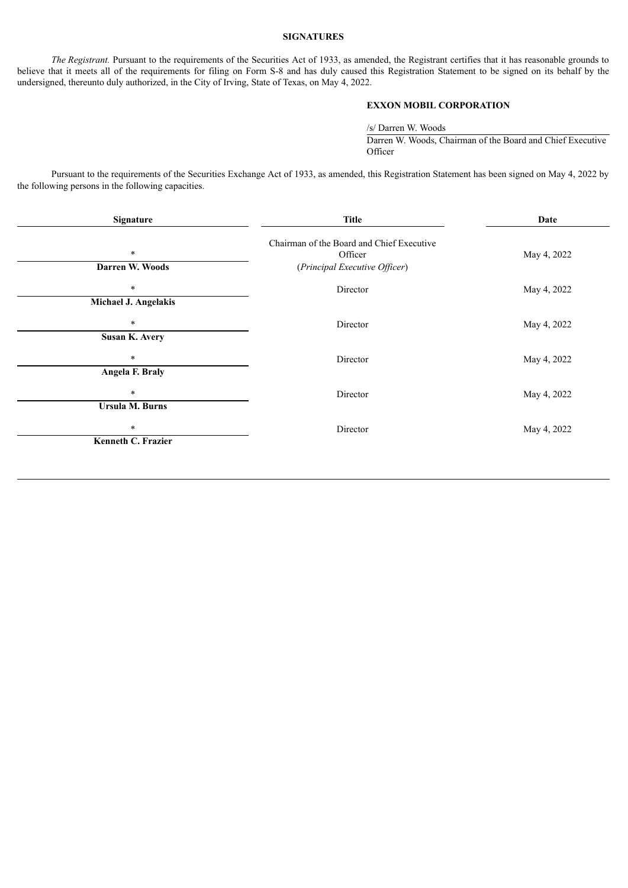**SIGNATURES**

*The Registrant.* Pursuant to the requirements of the Securities Act of 1933, as amended, the Registrant certifies that it has reasonable grounds to believe that it meets all of the requirements for filing on Form S-8 and has duly caused this Registration Statement to be signed on its behalf by the undersigned, thereunto duly authorized, in the City of Irving, State of Texas, on May 4, 2022.

**EXXON MOBIL CORPORATION**

/s/ Darren W. Woods

Darren W. Woods, Chairman of the Board and Chief Executive Officer

Pursuant to the requirements of the Securities Exchange Act of 1933, as amended, this Registration Statement has been signed on May 4, 2022 by the following persons in the following capacities.

| Signature | Title | Date |
| --- | --- | --- |
| *<br>**Darren W. Woods** | Chairman of the Board and Chief Executive Officer<br>(*Principal Executive Officer*) | May 4, 2022 |
| *<br>**Michael J. Angelakis** | Director | May 4, 2022 |
| *<br>**Susan K. Avery** | Director | May 4, 2022 |
| *<br>**Angela F. Braly** | Director | May 4, 2022 |
| *<br>**Ursula M. Burns** | Director | May 4, 2022 |
| *<br>**Kenneth C. Frazier** | Director | May 4, 2022 |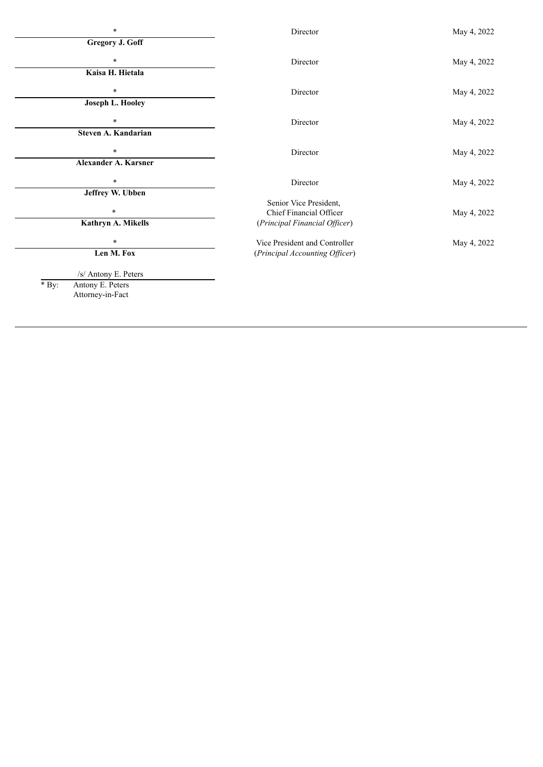| Signature | Title | Date |
|---|---|---|
| * **Gregory J. Goff** | Director | May 4, 2022 |
| * **Kaisa H. Hietala** | Director | May 4, 2022 |
| * **Joseph L. Hooley** | Director | May 4, 2022 |
| * **Steven A. Kandarian** | Director | May 4, 2022 |
| * **Alexander A. Karsner** | Director | May 4, 2022 |
| * **Jeffrey W. Ubben** | Director | May 4, 2022 |
| * **Kathryn A. Mikells** | Senior Vice President, Chief Financial Officer (*Principal Financial Officer*) | May 4, 2022 |
| * **Len M. Fox** | Vice President and Controller (*Principal Accounting Officer*) | May 4, 2022 |

/s/ Antony E. Peters

* By: Antony E. Peters
Attorney-in-Fact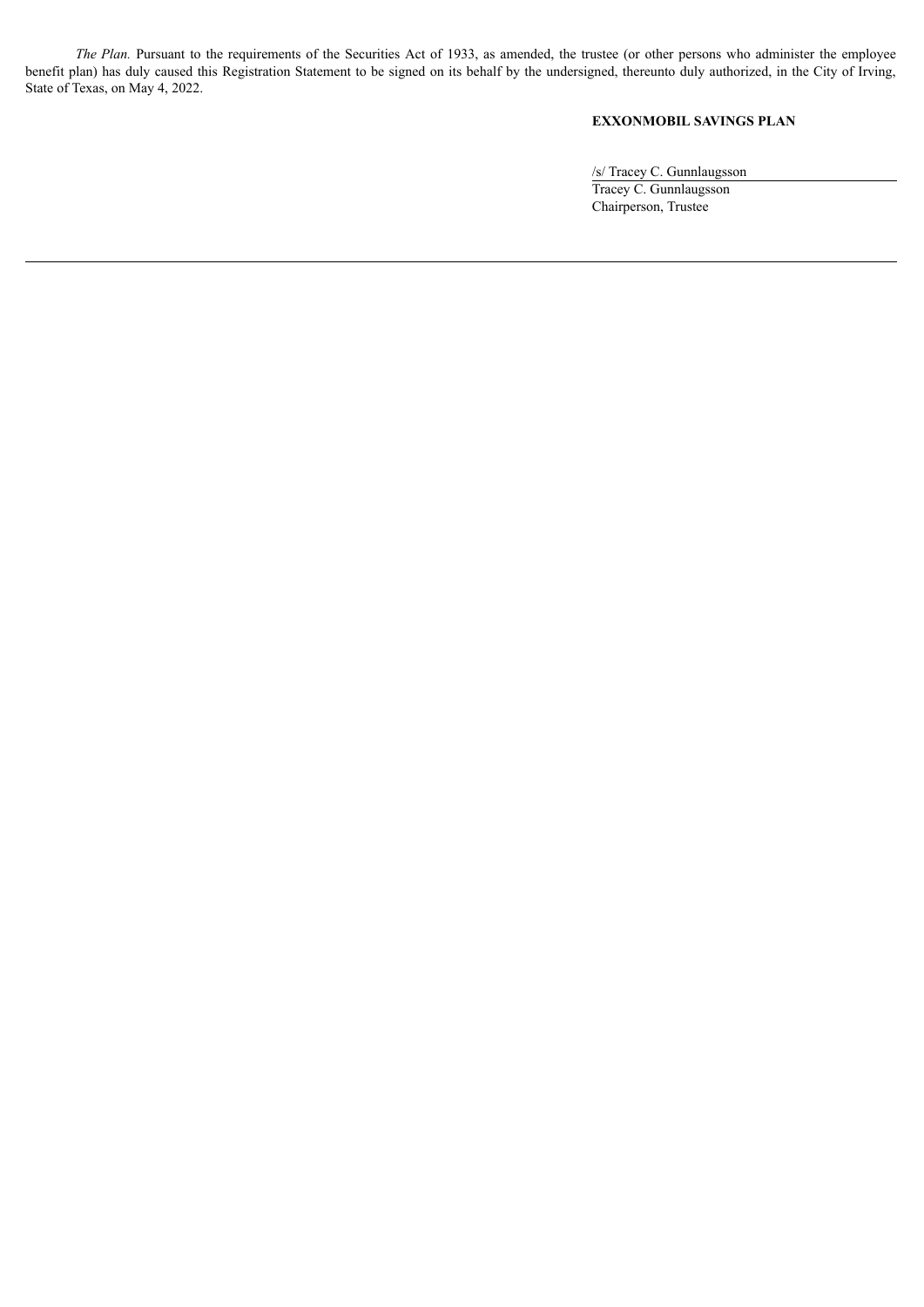*The Plan.* Pursuant to the requirements of the Securities Act of 1933, as amended, the trustee (or other persons who administer the employee benefit plan) has duly caused this Registration Statement to be signed on its behalf by the undersigned, thereunto duly authorized, in the City of Irving, State of Texas, on May 4, 2022.

**EXXONMOBIL SAVINGS PLAN**

/s/ Tracey C. Gunnlaugsson

Tracey C. Gunnlaugsson
Chairperson, Trustee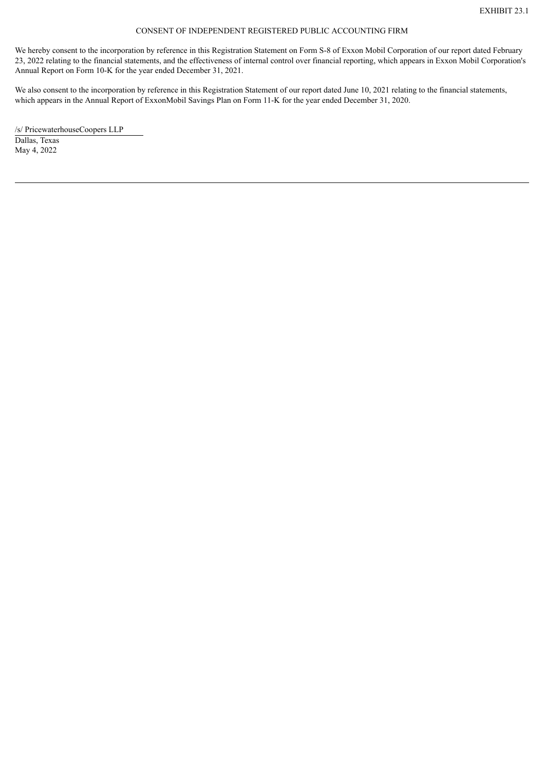EXHIBIT 23.1

CONSENT OF INDEPENDENT REGISTERED PUBLIC ACCOUNTING FIRM

We hereby consent to the incorporation by reference in this Registration Statement on Form S-8 of Exxon Mobil Corporation of our report dated February 23, 2022 relating to the financial statements, and the effectiveness of internal control over financial reporting, which appears in Exxon Mobil Corporation's Annual Report on Form 10-K for the year ended December 31, 2021.

We also consent to the incorporation by reference in this Registration Statement of our report dated June 10, 2021 relating to the financial statements, which appears in the Annual Report of ExxonMobil Savings Plan on Form 11-K for the year ended December 31, 2020.

/s/ PricewaterhouseCoopers LLP
Dallas, Texas
May 4, 2022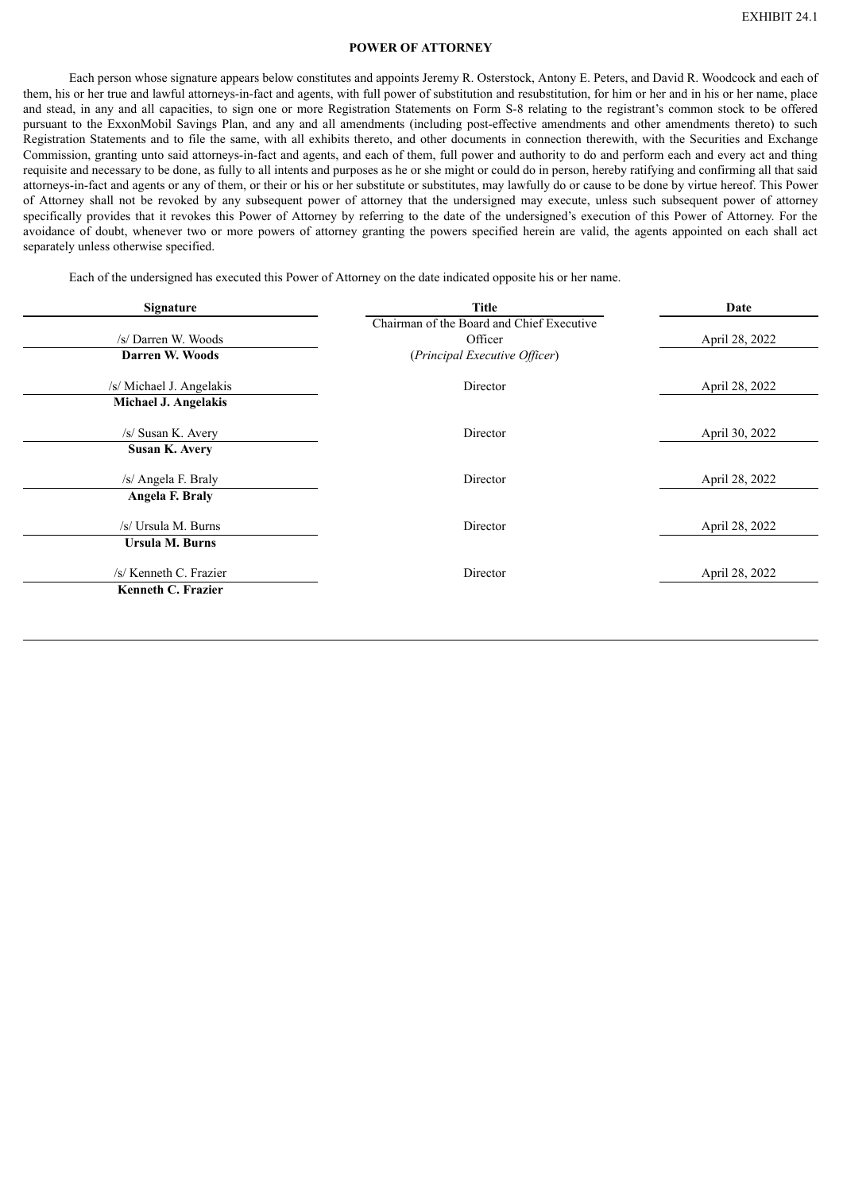EXHIBIT 24.1

**POWER OF ATTORNEY**

Each person whose signature appears below constitutes and appoints Jeremy R. Osterstock, Antony E. Peters, and David R. Woodcock and each of them, his or her true and lawful attorneys-in-fact and agents, with full power of substitution and resubstitution, for him or her and in his or her name, place and stead, in any and all capacities, to sign one or more Registration Statements on Form S-8 relating to the registrant's common stock to be offered pursuant to the ExxonMobil Savings Plan, and any and all amendments (including post-effective amendments and other amendments thereto) to such Registration Statements and to file the same, with all exhibits thereto, and other documents in connection therewith, with the Securities and Exchange Commission, granting unto said attorneys-in-fact and agents, and each of them, full power and authority to do and perform each and every act and thing requisite and necessary to be done, as fully to all intents and purposes as he or she might or could do in person, hereby ratifying and confirming all that said attorneys-in-fact and agents or any of them, or their or his or her substitute or substitutes, may lawfully do or cause to be done by virtue hereof. This Power of Attorney shall not be revoked by any subsequent power of attorney that the undersigned may execute, unless such subsequent power of attorney specifically provides that it revokes this Power of Attorney by referring to the date of the undersigned's execution of this Power of Attorney. For the avoidance of doubt, whenever two or more powers of attorney granting the powers specified herein are valid, the agents appointed on each shall act separately unless otherwise specified.

Each of the undersigned has executed this Power of Attorney on the date indicated opposite his or her name.

| Signature | Title | Date |
|---|---|---|
| /s/ Darren W. Woods<br>**Darren W. Woods** | Chairman of the Board and Chief Executive Officer<br>(*Principal Executive Officer*) | April 28, 2022 |
| /s/ Michael J. Angelakis<br>**Michael J. Angelakis** | Director | April 28, 2022 |
| /s/ Susan K. Avery<br>**Susan K. Avery** | Director | April 30, 2022 |
| /s/ Angela F. Braly<br>**Angela F. Braly** | Director | April 28, 2022 |
| /s/ Ursula M. Burns<br>**Ursula M. Burns** | Director | April 28, 2022 |
| /s/ Kenneth C. Frazier<br>**Kenneth C. Frazier** | Director | April 28, 2022 |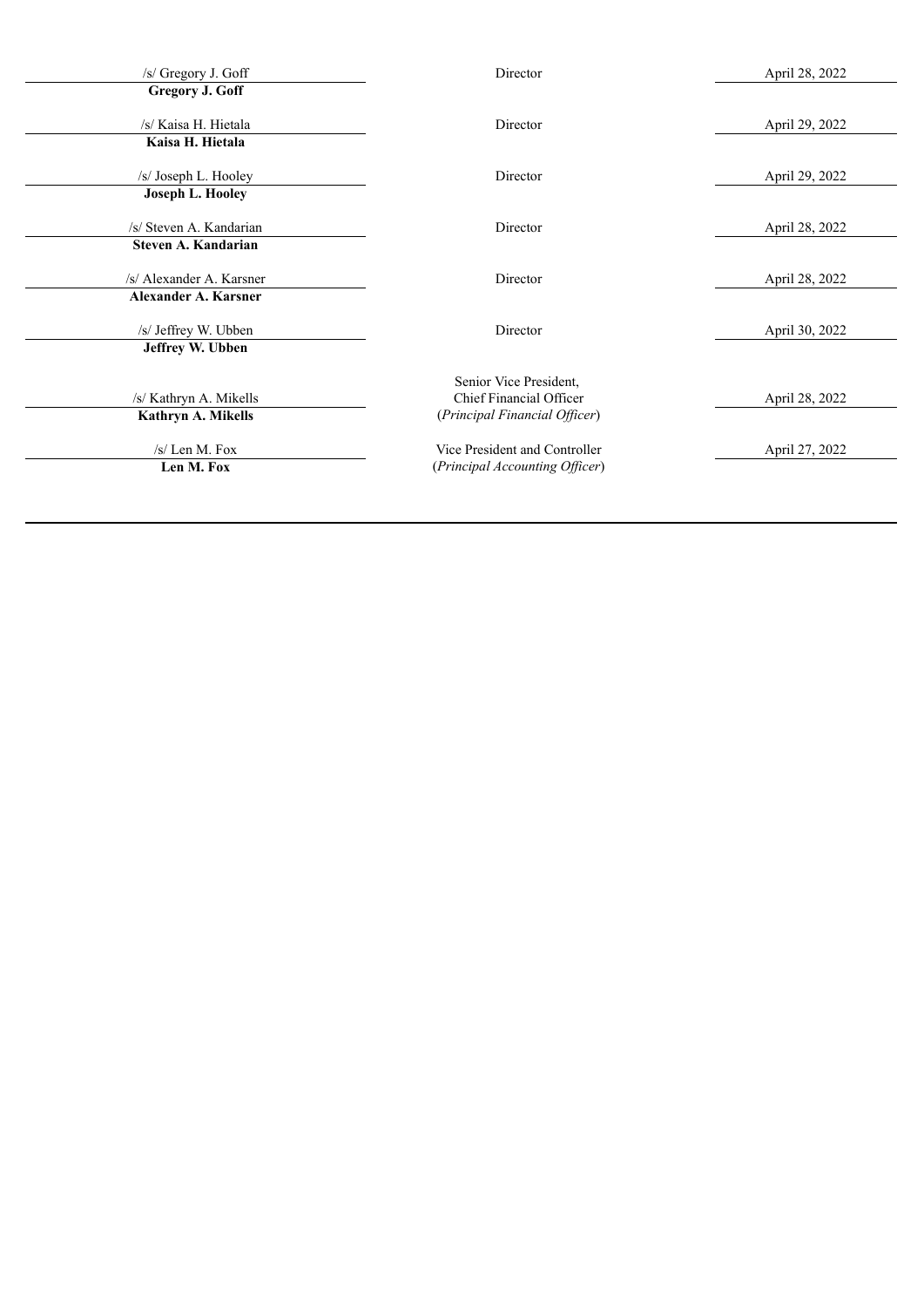| Signature | Title | Date |
| --- | --- | --- |
| /s/ Gregory J. Goff<br>**Gregory J. Goff** | Director | April 28, 2022 |
| /s/ Kaisa H. Hietala<br>**Kaisa H. Hietala** | Director | April 29, 2022 |
| /s/ Joseph L. Hooley<br>**Joseph L. Hooley** | Director | April 29, 2022 |
| /s/ Steven A. Kandarian<br>**Steven A. Kandarian** | Director | April 28, 2022 |
| /s/ Alexander A. Karsner<br>**Alexander A. Karsner** | Director | April 28, 2022 |
| /s/ Jeffrey W. Ubben<br>**Jeffrey W. Ubben** | Director | April 30, 2022 |
| /s/ Kathryn A. Mikells<br>**Kathryn A. Mikells** | Senior Vice President,<br>Chief Financial Officer<br>(*Principal Financial Officer*) | April 28, 2022 |
| /s/ Len M. Fox<br>**Len M. Fox** | Vice President and Controller<br>(*Principal Accounting Officer*) | April 27, 2022 |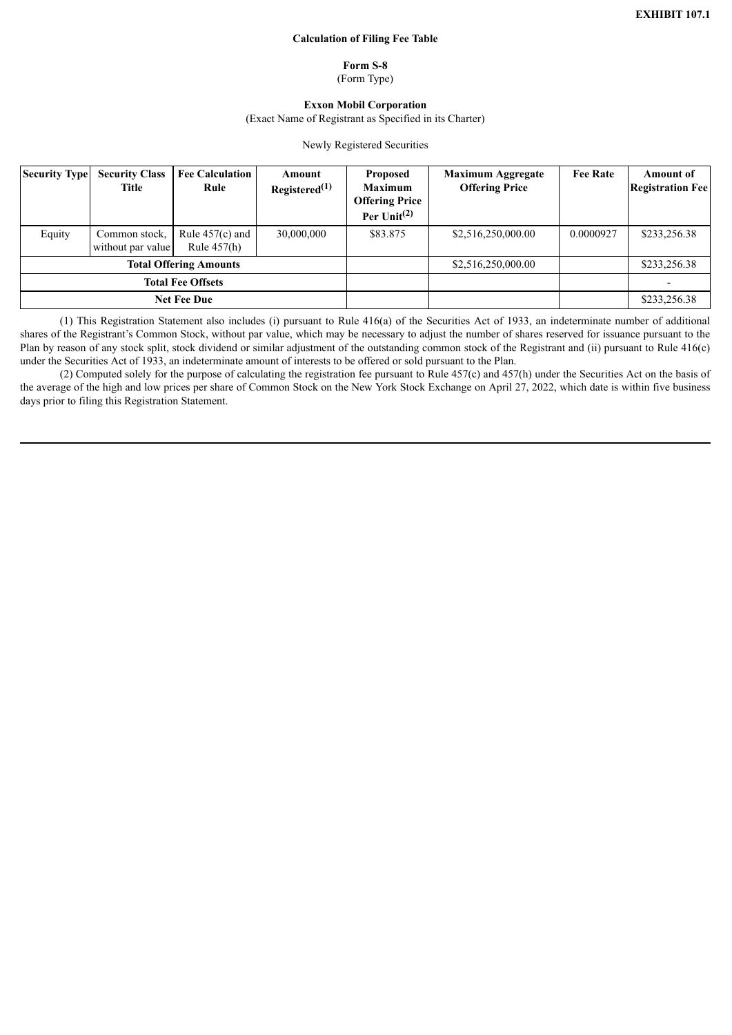**EXHIBIT 107.1**

**Calculation of Filing Fee Table**

**Form S-8**
(Form Type)

**Exxon Mobil Corporation**
(Exact Name of Registrant as Specified in its Charter)

Newly Registered Securities

| Security Type | Security Class Title | Fee Calculation Rule | Amount Registered[(1)] | Proposed Maximum Offering Price Per Unit[(2)] | Maximum Aggregate Offering Price | Fee Rate | Amount of Registration Fee |
|---|---|---|---|---|---|---|---|
| Equity | Common stock, without par value | Rule 457(c) and Rule 457(h) | 30,000,000 | $83.875 | $2,516,250,000.00 | 0.0000927 | $233,256.38 |
| **Total Offering Amounts** | | | | | $2,516,250,000.00 | | $233,256.38 |
| **Total Fee Offsets** | | | | | | | - |
| **Net Fee Due** | | | | | | | $233,256.38 |

(1) This Registration Statement also includes (i) pursuant to Rule 416(a) of the Securities Act of 1933, an indeterminate number of additional shares of the Registrant's Common Stock, without par value, which may be necessary to adjust the number of shares reserved for issuance pursuant to the Plan by reason of any stock split, stock dividend or similar adjustment of the outstanding common stock of the Registrant and (ii) pursuant to Rule 416(c) under the Securities Act of 1933, an indeterminate amount of interests to be offered or sold pursuant to the Plan.

(2) Computed solely for the purpose of calculating the registration fee pursuant to Rule 457(c) and 457(h) under the Securities Act on the basis of the average of the high and low prices per share of Common Stock on the New York Stock Exchange on April 27, 2022, which date is within five business days prior to filing this Registration Statement.